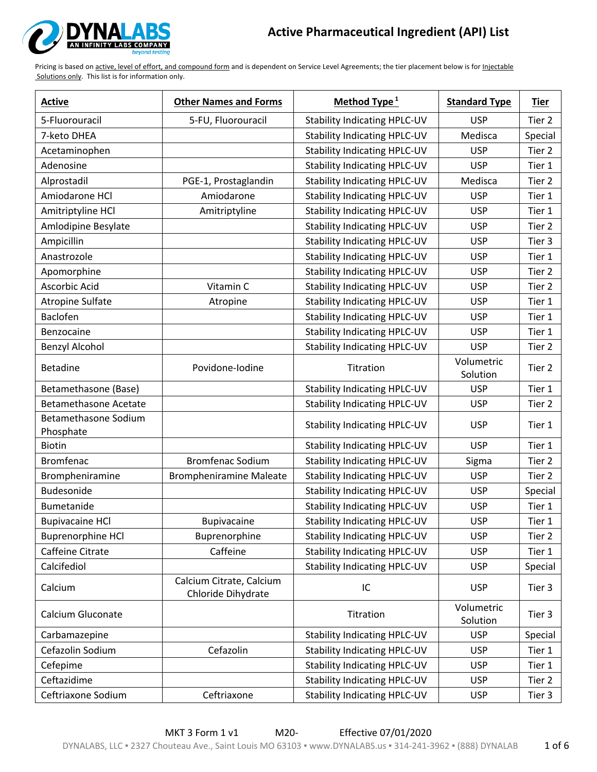# Active Pharmaceutical Ingredient (API) List

Pricing is based on active, level of effort, and compound form and is dependent on Service Level Agreements; the tier placement below is for Injectable Solutions only. This list is for information only.

| Active | Other Names and Forms | Method Type[1] | Standard Type | Tier |
|---|---|---|---|---|
| 5-Fluorouracil | 5-FU, Fluorouracil | Stability Indicating HPLC-UV | USP | Tier 2 |
| 7-keto DHEA | | Stability Indicating HPLC-UV | Medisca | Special |
| Acetaminophen | | Stability Indicating HPLC-UV | USP | Tier 2 |
| Adenosine | | Stability Indicating HPLC-UV | USP | Tier 1 |
| Alprostadil | PGE-1, Prostaglandin | Stability Indicating HPLC-UV | Medisca | Tier 2 |
| Amiodarone HCl | Amiodarone | Stability Indicating HPLC-UV | USP | Tier 1 |
| Amitriptyline HCl | Amitriptyline | Stability Indicating HPLC-UV | USP | Tier 1 |
| Amlodipine Besylate | | Stability Indicating HPLC-UV | USP | Tier 2 |
| Ampicillin | | Stability Indicating HPLC-UV | USP | Tier 3 |
| Anastrozole | | Stability Indicating HPLC-UV | USP | Tier 1 |
| Apomorphine | | Stability Indicating HPLC-UV | USP | Tier 2 |
| Ascorbic Acid | Vitamin C | Stability Indicating HPLC-UV | USP | Tier 2 |
| Atropine Sulfate | Atropine | Stability Indicating HPLC-UV | USP | Tier 1 |
| Baclofen | | Stability Indicating HPLC-UV | USP | Tier 1 |
| Benzocaine | | Stability Indicating HPLC-UV | USP | Tier 1 |
| Benzyl Alcohol | | Stability Indicating HPLC-UV | USP | Tier 2 |
| Betadine | Povidone-Iodine | Titration | Volumetric Solution | Tier 2 |
| Betamethasone (Base) | | Stability Indicating HPLC-UV | USP | Tier 1 |
| Betamethasone Acetate | | Stability Indicating HPLC-UV | USP | Tier 2 |
| Betamethasone Sodium Phosphate | | Stability Indicating HPLC-UV | USP | Tier 1 |
| Biotin | | Stability Indicating HPLC-UV | USP | Tier 1 |
| Bromfenac | Bromfenac Sodium | Stability Indicating HPLC-UV | Sigma | Tier 2 |
| Brompheniramine | Brompheniramine Maleate | Stability Indicating HPLC-UV | USP | Tier 2 |
| Budesonide | | Stability Indicating HPLC-UV | USP | Special |
| Bumetanide | | Stability Indicating HPLC-UV | USP | Tier 1 |
| Bupivacaine HCl | Bupivacaine | Stability Indicating HPLC-UV | USP | Tier 1 |
| Buprenorphine HCl | Buprenorphine | Stability Indicating HPLC-UV | USP | Tier 2 |
| Caffeine Citrate | Caffeine | Stability Indicating HPLC-UV | USP | Tier 1 |
| Calcifediol | | Stability Indicating HPLC-UV | USP | Special |
| Calcium | Calcium Citrate, Calcium Chloride Dihydrate | IC | USP | Tier 3 |
| Calcium Gluconate | | Titration | Volumetric Solution | Tier 3 |
| Carbamazepine | | Stability Indicating HPLC-UV | USP | Special |
| Cefazolin Sodium | Cefazolin | Stability Indicating HPLC-UV | USP | Tier 1 |
| Cefepime | | Stability Indicating HPLC-UV | USP | Tier 1 |
| Ceftazidime | | Stability Indicating HPLC-UV | USP | Tier 2 |
| Ceftriaxone Sodium | Ceftriaxone | Stability Indicating HPLC-UV | USP | Tier 3 |

MKT 3 Form 1 v1 M20- Effective 07/01/2020

DYNALABS, LLC ▪ 2327 Chouteau Ave., Saint Louis MO 63103 ▪ www.DYNALABS.us ▪ 314-241-3962 ▪ (888) DYNALAB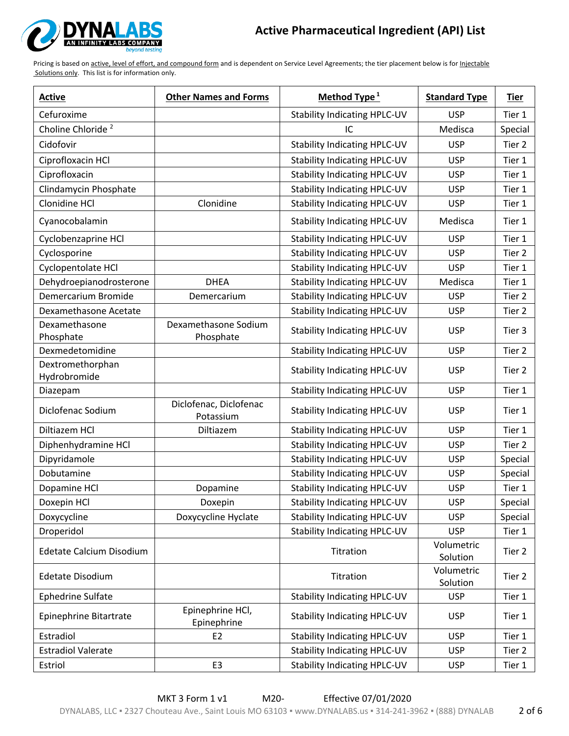# Active Pharmaceutical Ingredient (API) List

Pricing is based on active, level of effort, and compound form and is dependent on Service Level Agreements; the tier placement below is for Injectable Solutions only. This list is for information only.

| Active | Other Names and Forms | Method Type [1] | Standard Type | Tier |
|---|---|---|---|---|
| Cefuroxime | | Stability Indicating HPLC-UV | USP | Tier 1 |
| Choline Chloride [2] | | IC | Medisca | Special |
| Cidofovir | | Stability Indicating HPLC-UV | USP | Tier 2 |
| Ciprofloxacin HCl | | Stability Indicating HPLC-UV | USP | Tier 1 |
| Ciprofloxacin | | Stability Indicating HPLC-UV | USP | Tier 1 |
| Clindamycin Phosphate | | Stability Indicating HPLC-UV | USP | Tier 1 |
| Clonidine HCl | Clonidine | Stability Indicating HPLC-UV | USP | Tier 1 |
| Cyanocobalamin | | Stability Indicating HPLC-UV | Medisca | Tier 1 |
| Cyclobenzaprine HCl | | Stability Indicating HPLC-UV | USP | Tier 1 |
| Cyclosporine | | Stability Indicating HPLC-UV | USP | Tier 2 |
| Cyclopentolate HCl | | Stability Indicating HPLC-UV | USP | Tier 1 |
| Dehydroepianodrosterone | DHEA | Stability Indicating HPLC-UV | Medisca | Tier 1 |
| Demercarium Bromide | Demercarium | Stability Indicating HPLC-UV | USP | Tier 2 |
| Dexamethasone Acetate | | Stability Indicating HPLC-UV | USP | Tier 2 |
| Dexamethasone Phosphate | Dexamethasone Sodium Phosphate | Stability Indicating HPLC-UV | USP | Tier 3 |
| Dexmedetomidine | | Stability Indicating HPLC-UV | USP | Tier 2 |
| Dextromethorphan Hydrobromide | | Stability Indicating HPLC-UV | USP | Tier 2 |
| Diazepam | | Stability Indicating HPLC-UV | USP | Tier 1 |
| Diclofenac Sodium | Diclofenac, Diclofenac Potassium | Stability Indicating HPLC-UV | USP | Tier 1 |
| Diltiazem HCl | Diltiazem | Stability Indicating HPLC-UV | USP | Tier 1 |
| Diphenhydramine HCl | | Stability Indicating HPLC-UV | USP | Tier 2 |
| Dipyridamole | | Stability Indicating HPLC-UV | USP | Special |
| Dobutamine | | Stability Indicating HPLC-UV | USP | Special |
| Dopamine HCl | Dopamine | Stability Indicating HPLC-UV | USP | Tier 1 |
| Doxepin HCl | Doxepin | Stability Indicating HPLC-UV | USP | Special |
| Doxycycline | Doxycycline Hyclate | Stability Indicating HPLC-UV | USP | Special |
| Droperidol | | Stability Indicating HPLC-UV | USP | Tier 1 |
| Edetate Calcium Disodium | | Titration | Volumetric Solution | Tier 2 |
| Edetate Disodium | | Titration | Volumetric Solution | Tier 2 |
| Ephedrine Sulfate | | Stability Indicating HPLC-UV | USP | Tier 1 |
| Epinephrine Bitartrate | Epinephrine HCl, Epinephrine | Stability Indicating HPLC-UV | USP | Tier 1 |
| Estradiol | E2 | Stability Indicating HPLC-UV | USP | Tier 1 |
| Estradiol Valerate | | Stability Indicating HPLC-UV | USP | Tier 2 |
| Estriol | E3 | Stability Indicating HPLC-UV | USP | Tier 1 |

MKT 3 Form 1 v1 M20- Effective 07/01/2020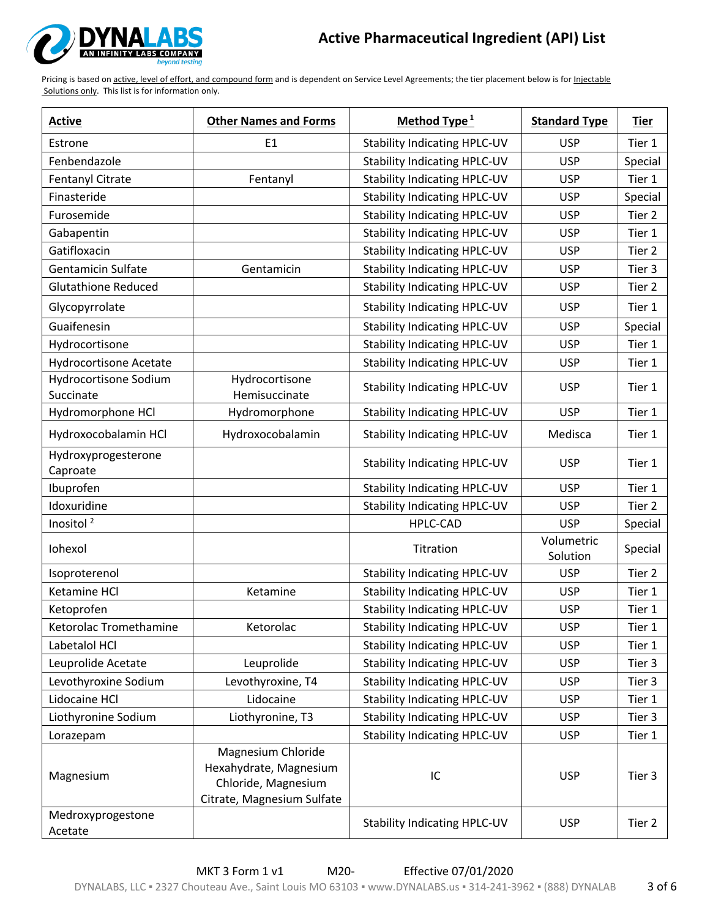# Active Pharmaceutical Ingredient (API) List

Pricing is based on active, level of effort, and compound form and is dependent on Service Level Agreements; the tier placement below is for Injectable Solutions only. This list is for information only.

| Active | Other Names and Forms | Method Type [1] | Standard Type | Tier |
|---|---|---|---|---|
| Estrone | E1 | Stability Indicating HPLC-UV | USP | Tier 1 |
| Fenbendazole | | Stability Indicating HPLC-UV | USP | Special |
| Fentanyl Citrate | Fentanyl | Stability Indicating HPLC-UV | USP | Tier 1 |
| Finasteride | | Stability Indicating HPLC-UV | USP | Special |
| Furosemide | | Stability Indicating HPLC-UV | USP | Tier 2 |
| Gabapentin | | Stability Indicating HPLC-UV | USP | Tier 1 |
| Gatifloxacin | | Stability Indicating HPLC-UV | USP | Tier 2 |
| Gentamicin Sulfate | Gentamicin | Stability Indicating HPLC-UV | USP | Tier 3 |
| Glutathione Reduced | | Stability Indicating HPLC-UV | USP | Tier 2 |
| Glycopyrrolate | | Stability Indicating HPLC-UV | USP | Tier 1 |
| Guaifenesin | | Stability Indicating HPLC-UV | USP | Special |
| Hydrocortisone | | Stability Indicating HPLC-UV | USP | Tier 1 |
| Hydrocortisone Acetate | | Stability Indicating HPLC-UV | USP | Tier 1 |
| Hydrocortisone Sodium Succinate | Hydrocortisone Hemisuccinate | Stability Indicating HPLC-UV | USP | Tier 1 |
| Hydromorphone HCl | Hydromorphone | Stability Indicating HPLC-UV | USP | Tier 1 |
| Hydroxocobalamin HCl | Hydroxocobalamin | Stability Indicating HPLC-UV | Medisca | Tier 1 |
| Hydroxyprogesterone Caproate | | Stability Indicating HPLC-UV | USP | Tier 1 |
| Ibuprofen | | Stability Indicating HPLC-UV | USP | Tier 1 |
| Idoxuridine | | Stability Indicating HPLC-UV | USP | Tier 2 |
| Inositol [2] | | HPLC-CAD | USP | Special |
| Iohexol | | Titration | Volumetric Solution | Special |
| Isoproterenol | | Stability Indicating HPLC-UV | USP | Tier 2 |
| Ketamine HCl | Ketamine | Stability Indicating HPLC-UV | USP | Tier 1 |
| Ketoprofen | | Stability Indicating HPLC-UV | USP | Tier 1 |
| Ketorolac Tromethamine | Ketorolac | Stability Indicating HPLC-UV | USP | Tier 1 |
| Labetalol HCl | | Stability Indicating HPLC-UV | USP | Tier 1 |
| Leuprolide Acetate | Leuprolide | Stability Indicating HPLC-UV | USP | Tier 3 |
| Levothyroxine Sodium | Levothyroxine, T4 | Stability Indicating HPLC-UV | USP | Tier 3 |
| Lidocaine HCl | Lidocaine | Stability Indicating HPLC-UV | USP | Tier 1 |
| Liothyronine Sodium | Liothyronine, T3 | Stability Indicating HPLC-UV | USP | Tier 3 |
| Lorazepam | | Stability Indicating HPLC-UV | USP | Tier 1 |
| Magnesium | Magnesium Chloride Hexahydrate, Magnesium Chloride, Magnesium Citrate, Magnesium Sulfate | IC | USP | Tier 3 |
| Medroxyprogestone Acetate | | Stability Indicating HPLC-UV | USP | Tier 2 |

MKT 3 Form 1 v1 M20- Effective 07/01/2020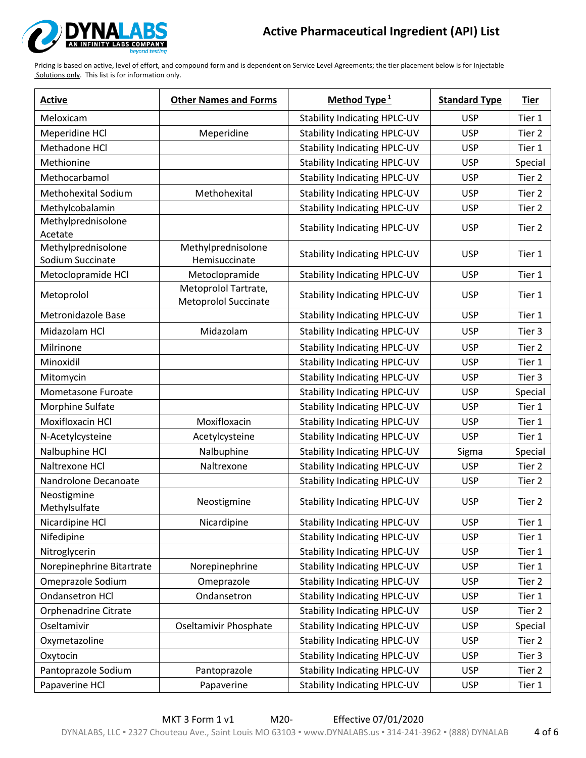# Active Pharmaceutical Ingredient (API) List

Pricing is based on active, level of effort, and compound form and is dependent on Service Level Agreements; the tier placement below is for Injectable Solutions only. This list is for information only.

| Active | Other Names and Forms | Method Type [1] | Standard Type | Tier |
|---|---|---|---|---|
| Meloxicam | | Stability Indicating HPLC-UV | USP | Tier 1 |
| Meperidine HCl | Meperidine | Stability Indicating HPLC-UV | USP | Tier 2 |
| Methadone HCl | | Stability Indicating HPLC-UV | USP | Tier 1 |
| Methionine | | Stability Indicating HPLC-UV | USP | Special |
| Methocarbamol | | Stability Indicating HPLC-UV | USP | Tier 2 |
| Methohexital Sodium | Methohexital | Stability Indicating HPLC-UV | USP | Tier 2 |
| Methylcobalamin | | Stability Indicating HPLC-UV | USP | Tier 2 |
| Methylprednisolone Acetate | | Stability Indicating HPLC-UV | USP | Tier 2 |
| Methylprednisolone Sodium Succinate | Methylprednisolone Hemisuccinate | Stability Indicating HPLC-UV | USP | Tier 1 |
| Metoclopramide HCl | Metoclopramide | Stability Indicating HPLC-UV | USP | Tier 1 |
| Metoprolol | Metoprolol Tartrate, Metoprolol Succinate | Stability Indicating HPLC-UV | USP | Tier 1 |
| Metronidazole Base | | Stability Indicating HPLC-UV | USP | Tier 1 |
| Midazolam HCl | Midazolam | Stability Indicating HPLC-UV | USP | Tier 3 |
| Milrinone | | Stability Indicating HPLC-UV | USP | Tier 2 |
| Minoxidil | | Stability Indicating HPLC-UV | USP | Tier 1 |
| Mitomycin | | Stability Indicating HPLC-UV | USP | Tier 3 |
| Mometasone Furoate | | Stability Indicating HPLC-UV | USP | Special |
| Morphine Sulfate | | Stability Indicating HPLC-UV | USP | Tier 1 |
| Moxifloxacin HCl | Moxifloxacin | Stability Indicating HPLC-UV | USP | Tier 1 |
| N-Acetylcysteine | Acetylcysteine | Stability Indicating HPLC-UV | USP | Tier 1 |
| Nalbuphine HCl | Nalbuphine | Stability Indicating HPLC-UV | Sigma | Special |
| Naltrexone HCl | Naltrexone | Stability Indicating HPLC-UV | USP | Tier 2 |
| Nandrolone Decanoate | | Stability Indicating HPLC-UV | USP | Tier 2 |
| Neostigmine Methylsulfate | Neostigmine | Stability Indicating HPLC-UV | USP | Tier 2 |
| Nicardipine HCl | Nicardipine | Stability Indicating HPLC-UV | USP | Tier 1 |
| Nifedipine | | Stability Indicating HPLC-UV | USP | Tier 1 |
| Nitroglycerin | | Stability Indicating HPLC-UV | USP | Tier 1 |
| Norepinephrine Bitartrate | Norepinephrine | Stability Indicating HPLC-UV | USP | Tier 1 |
| Omeprazole Sodium | Omeprazole | Stability Indicating HPLC-UV | USP | Tier 2 |
| Ondansetron HCl | Ondansetron | Stability Indicating HPLC-UV | USP | Tier 1 |
| Orphenadrine Citrate | | Stability Indicating HPLC-UV | USP | Tier 2 |
| Oseltamivir | Oseltamivir Phosphate | Stability Indicating HPLC-UV | USP | Special |
| Oxymetazoline | | Stability Indicating HPLC-UV | USP | Tier 2 |
| Oxytocin | | Stability Indicating HPLC-UV | USP | Tier 3 |
| Pantoprazole Sodium | Pantoprazole | Stability Indicating HPLC-UV | USP | Tier 2 |
| Papaverine HCl | Papaverine | Stability Indicating HPLC-UV | USP | Tier 1 |

MKT 3 Form 1 v1 M20- Effective 07/01/2020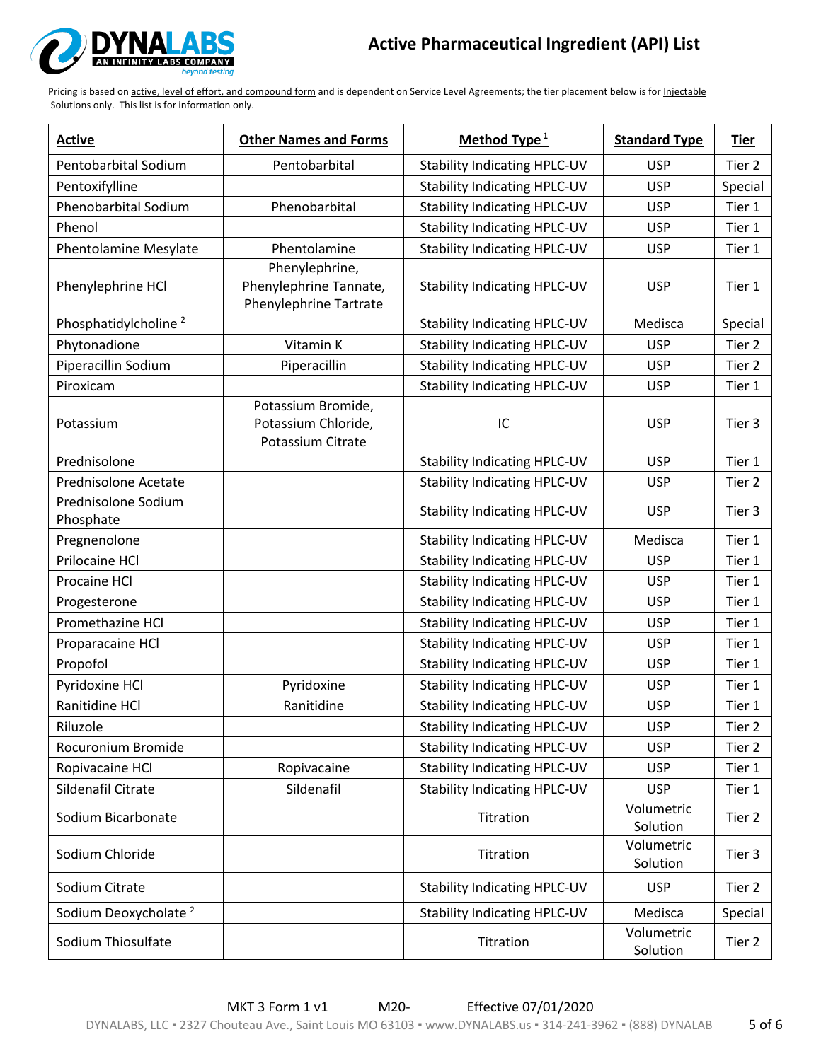# Active Pharmaceutical Ingredient (API) List

Pricing is based on active, level of effort, and compound form and is dependent on Service Level Agreements; the tier placement below is for Injectable Solutions only. This list is for information only.

| Active | Other Names and Forms | Method Type [1] | Standard Type | Tier |
|---|---|---|---|---|
| Pentobarbital Sodium | Pentobarbital | Stability Indicating HPLC-UV | USP | Tier 2 |
| Pentoxifylline | | Stability Indicating HPLC-UV | USP | Special |
| Phenobarbital Sodium | Phenobarbital | Stability Indicating HPLC-UV | USP | Tier 1 |
| Phenol | | Stability Indicating HPLC-UV | USP | Tier 1 |
| Phentolamine Mesylate | Phentolamine | Stability Indicating HPLC-UV | USP | Tier 1 |
| Phenylephrine HCl | Phenylephrine, Phenylephrine Tannate, Phenylephrine Tartrate | Stability Indicating HPLC-UV | USP | Tier 1 |
| Phosphatidylcholine [2] | | Stability Indicating HPLC-UV | Medisca | Special |
| Phytonadione | Vitamin K | Stability Indicating HPLC-UV | USP | Tier 2 |
| Piperacillin Sodium | Piperacillin | Stability Indicating HPLC-UV | USP | Tier 2 |
| Piroxicam | | Stability Indicating HPLC-UV | USP | Tier 1 |
| Potassium | Potassium Bromide, Potassium Chloride, Potassium Citrate | IC | USP | Tier 3 |
| Prednisolone | | Stability Indicating HPLC-UV | USP | Tier 1 |
| Prednisolone Acetate | | Stability Indicating HPLC-UV | USP | Tier 2 |
| Prednisolone Sodium Phosphate | | Stability Indicating HPLC-UV | USP | Tier 3 |
| Pregnenolone | | Stability Indicating HPLC-UV | Medisca | Tier 1 |
| Prilocaine HCl | | Stability Indicating HPLC-UV | USP | Tier 1 |
| Procaine HCl | | Stability Indicating HPLC-UV | USP | Tier 1 |
| Progesterone | | Stability Indicating HPLC-UV | USP | Tier 1 |
| Promethazine HCl | | Stability Indicating HPLC-UV | USP | Tier 1 |
| Proparacaine HCl | | Stability Indicating HPLC-UV | USP | Tier 1 |
| Propofol | | Stability Indicating HPLC-UV | USP | Tier 1 |
| Pyridoxine HCl | Pyridoxine | Stability Indicating HPLC-UV | USP | Tier 1 |
| Ranitidine HCl | Ranitidine | Stability Indicating HPLC-UV | USP | Tier 1 |
| Riluzole | | Stability Indicating HPLC-UV | USP | Tier 2 |
| Rocuronium Bromide | | Stability Indicating HPLC-UV | USP | Tier 2 |
| Ropivacaine HCl | Ropivacaine | Stability Indicating HPLC-UV | USP | Tier 1 |
| Sildenafil Citrate | Sildenafil | Stability Indicating HPLC-UV | USP | Tier 1 |
| Sodium Bicarbonate | | Titration | Volumetric Solution | Tier 2 |
| Sodium Chloride | | Titration | Volumetric Solution | Tier 3 |
| Sodium Citrate | | Stability Indicating HPLC-UV | USP | Tier 2 |
| Sodium Deoxycholate [2] | | Stability Indicating HPLC-UV | Medisca | Special |
| Sodium Thiosulfate | | Titration | Volumetric Solution | Tier 2 |

MKT 3 Form 1 v1 M20- Effective 07/01/2020

DYNALABS, LLC ▪ 2327 Chouteau Ave., Saint Louis MO 63103 ▪ www.DYNALABS.us ▪ 314-241-3962 ▪ (888) DYNALAB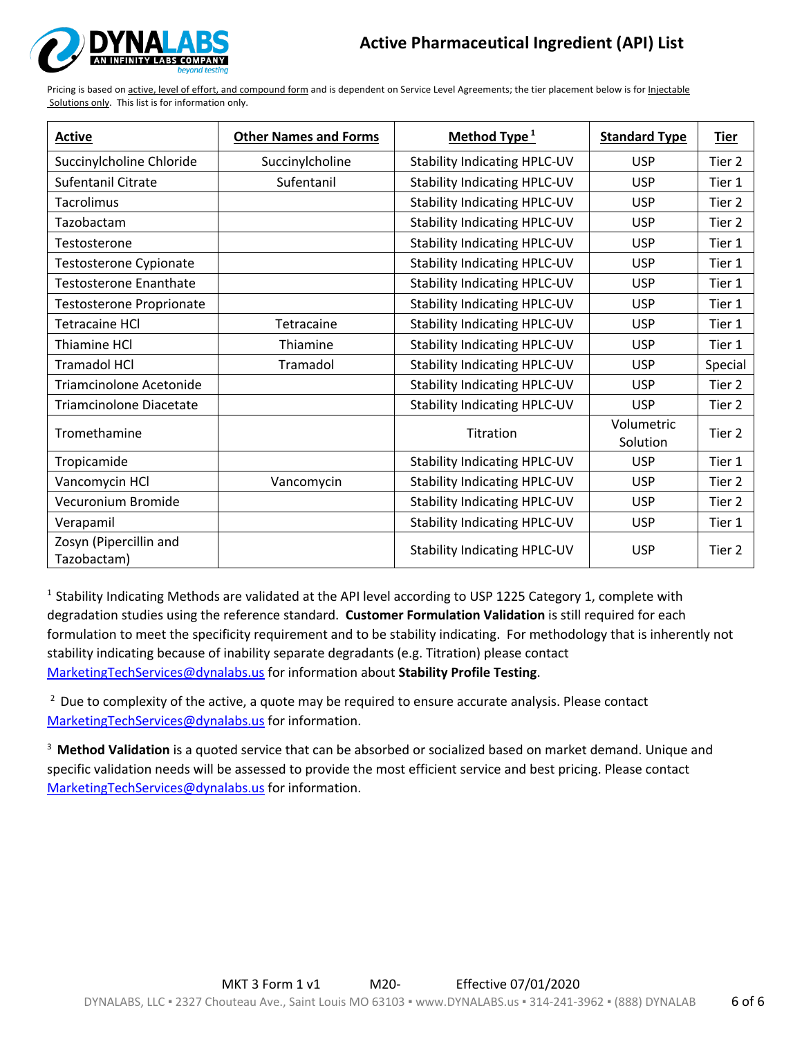# Active Pharmaceutical Ingredient (API) List

Pricing is based on active, level of effort, and compound form and is dependent on Service Level Agreements; the tier placement below is for Injectable Solutions only. This list is for information only.

| Active | Other Names and Forms | Method Type [1] | Standard Type | Tier |
|---|---|---|---|---|
| Succinylcholine Chloride | Succinylcholine | Stability Indicating HPLC-UV | USP | Tier 2 |
| Sufentanil Citrate | Sufentanil | Stability Indicating HPLC-UV | USP | Tier 1 |
| Tacrolimus | | Stability Indicating HPLC-UV | USP | Tier 2 |
| Tazobactam | | Stability Indicating HPLC-UV | USP | Tier 2 |
| Testosterone | | Stability Indicating HPLC-UV | USP | Tier 1 |
| Testosterone Cypionate | | Stability Indicating HPLC-UV | USP | Tier 1 |
| Testosterone Enanthate | | Stability Indicating HPLC-UV | USP | Tier 1 |
| Testosterone Proprionate | | Stability Indicating HPLC-UV | USP | Tier 1 |
| Tetracaine HCl | Tetracaine | Stability Indicating HPLC-UV | USP | Tier 1 |
| Thiamine HCl | Thiamine | Stability Indicating HPLC-UV | USP | Tier 1 |
| Tramadol HCl | Tramadol | Stability Indicating HPLC-UV | USP | Special |
| Triamcinolone Acetonide | | Stability Indicating HPLC-UV | USP | Tier 2 |
| Triamcinolone Diacetate | | Stability Indicating HPLC-UV | USP | Tier 2 |
| Tromethamine | | Titration | Volumetric Solution | Tier 2 |
| Tropicamide | | Stability Indicating HPLC-UV | USP | Tier 1 |
| Vancomycin HCl | Vancomycin | Stability Indicating HPLC-UV | USP | Tier 2 |
| Vecuronium Bromide | | Stability Indicating HPLC-UV | USP | Tier 2 |
| Verapamil | | Stability Indicating HPLC-UV | USP | Tier 1 |
| Zosyn (Pipercillin and Tazobactam) | | Stability Indicating HPLC-UV | USP | Tier 2 |

[1] Stability Indicating Methods are validated at the API level according to USP 1225 Category 1, complete with degradation studies using the reference standard. **Customer Formulation Validation** is still required for each formulation to meet the specificity requirement and to be stability indicating. For methodology that is inherently not stability indicating because of inability separate degradants (e.g. Titration) please contact MarketingTechServices@dynalabs.us for information about **Stability Profile Testing**.

[2] Due to complexity of the active, a quote may be required to ensure accurate analysis. Please contact MarketingTechServices@dynalabs.us for information.

[3] **Method Validation** is a quoted service that can be absorbed or socialized based on market demand. Unique and specific validation needs will be assessed to provide the most efficient service and best pricing. Please contact MarketingTechServices@dynalabs.us for information.

MKT 3 Form 1 v1 M20- Effective 07/01/2020

DYNALABS, LLC ▪ 2327 Chouteau Ave., Saint Louis MO 63103 ▪ www.DYNALABS.us ▪ 314-241-3962 ▪ (888) DYNALAB